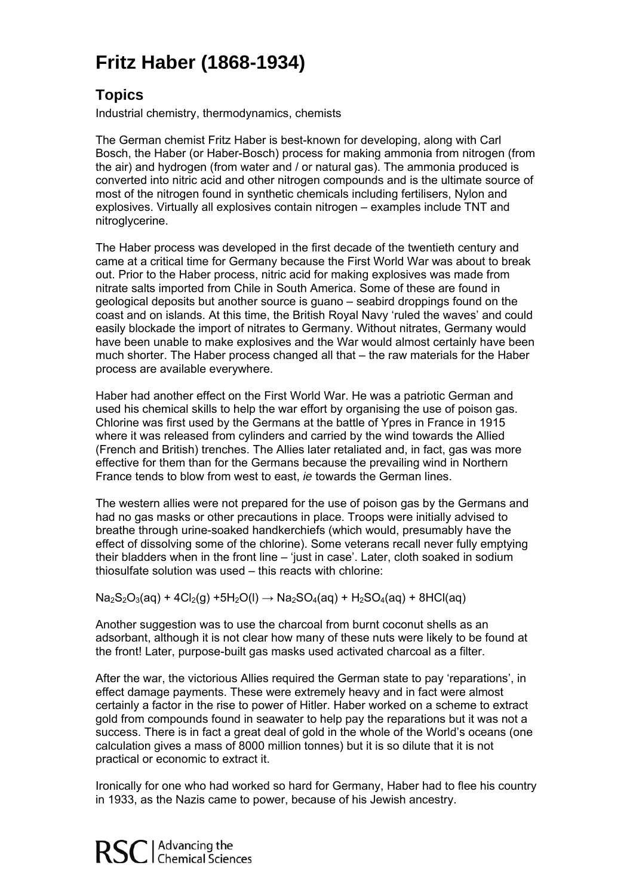# Fritz Haber (1868-1934)

## Topics

Industrial chemistry, thermodynamics, chemists

The German chemist Fritz Haber is best-known for developing, along with Carl Bosch, the Haber (or Haber-Bosch) process for making ammonia from nitrogen (from the air) and hydrogen (from water and / or natural gas). The ammonia produced is converted into nitric acid and other nitrogen compounds and is the ultimate source of most of the nitrogen found in synthetic chemicals including fertilisers, Nylon and explosives. Virtually all explosives contain nitrogen – examples include TNT and nitroglycerine.

The Haber process was developed in the first decade of the twentieth century and came at a critical time for Germany because the First World War was about to break out. Prior to the Haber process, nitric acid for making explosives was made from nitrate salts imported from Chile in South America. Some of these are found in geological deposits but another source is guano – seabird droppings found on the coast and on islands. At this time, the British Royal Navy 'ruled the waves' and could easily blockade the import of nitrates to Germany. Without nitrates, Germany would have been unable to make explosives and the War would almost certainly have been much shorter. The Haber process changed all that – the raw materials for the Haber process are available everywhere.

Haber had another effect on the First World War. He was a patriotic German and used his chemical skills to help the war effort by organising the use of poison gas. Chlorine was first used by the Germans at the battle of Ypres in France in 1915 where it was released from cylinders and carried by the wind towards the Allied (French and British) trenches. The Allies later retaliated and, in fact, gas was more effective for them than for the Germans because the prevailing wind in Northern France tends to blow from west to east, *ie* towards the German lines.

The western allies were not prepared for the use of poison gas by the Germans and had no gas masks or other precautions in place. Troops were initially advised to breathe through urine-soaked handkerchiefs (which would, presumably have the effect of dissolving some of the chlorine). Some veterans recall never fully emptying their bladders when in the front line – 'just in case'. Later, cloth soaked in sodium thiosulfate solution was used – this reacts with chlorine:

$$Na_2S_2O_3(aq) + 4Cl_2(g) + 5H_2O(l) \rightarrow Na_2SO_4(aq) + H_2SO_4(aq) + 8HCl(aq)$$

Another suggestion was to use the charcoal from burnt coconut shells as an adsorbant, although it is not clear how many of these nuts were likely to be found at the front! Later, purpose-built gas masks used activated charcoal as a filter.

After the war, the victorious Allies required the German state to pay 'reparations', in effect damage payments. These were extremely heavy and in fact were almost certainly a factor in the rise to power of Hitler. Haber worked on a scheme to extract gold from compounds found in seawater to help pay the reparations but it was not a success. There is in fact a great deal of gold in the whole of the World's oceans (one calculation gives a mass of 8000 million tonnes) but it is so dilute that it is not practical or economic to extract it.

Ironically for one who had worked so hard for Germany, Haber had to flee his country in 1933, as the Nazis came to power, because of his Jewish ancestry.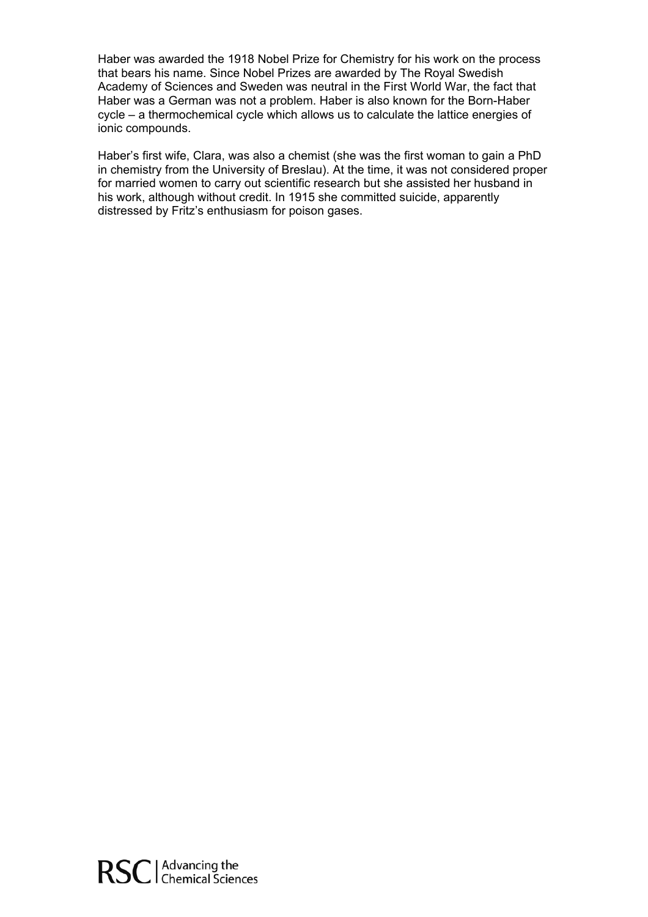Haber was awarded the 1918 Nobel Prize for Chemistry for his work on the process that bears his name. Since Nobel Prizes are awarded by The Royal Swedish Academy of Sciences and Sweden was neutral in the First World War, the fact that Haber was a German was not a problem. Haber is also known for the Born-Haber cycle – a thermochemical cycle which allows us to calculate the lattice energies of ionic compounds.

Haber's first wife, Clara, was also a chemist (she was the first woman to gain a PhD in chemistry from the University of Breslau). At the time, it was not considered proper for married women to carry out scientific research but she assisted her husband in his work, although without credit. In 1915 she committed suicide, apparently distressed by Fritz's enthusiasm for poison gases.